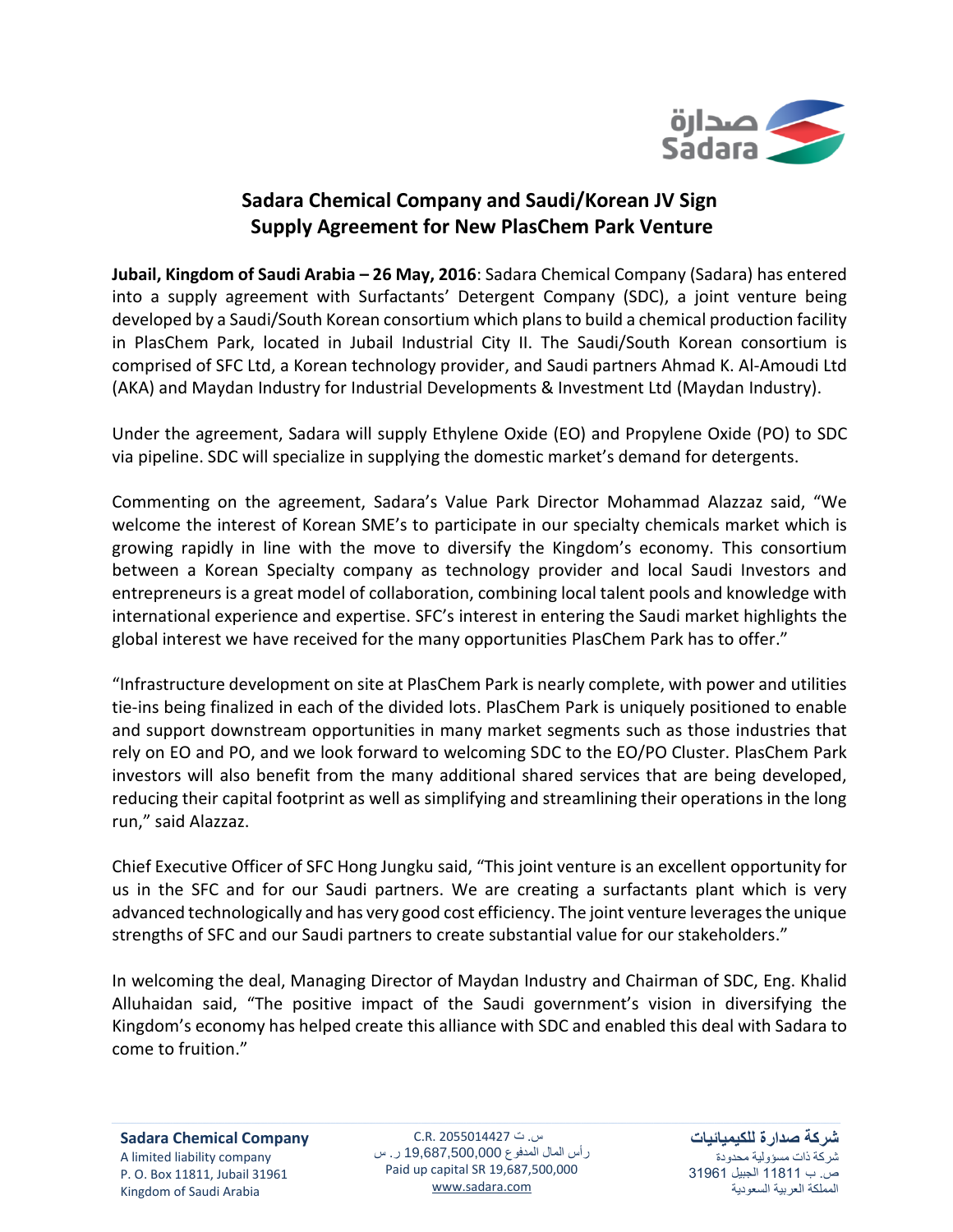# Sadara Chemical Company and Saudi/Korean JV Sign Supply Agreement for New PlasChem Park Venture

**Jubail, Kingdom of Saudi Arabia – 26 May, 2016**: Sadara Chemical Company (Sadara) has entered into a supply agreement with Surfactants' Detergent Company (SDC), a joint venture being developed by a Saudi/South Korean consortium which plans to build a chemical production facility in PlasChem Park, located in Jubail Industrial City II. The Saudi/South Korean consortium is comprised of SFC Ltd, a Korean technology provider, and Saudi partners Ahmad K. Al-Amoudi Ltd (AKA) and Maydan Industry for Industrial Developments & Investment Ltd (Maydan Industry).

Under the agreement, Sadara will supply Ethylene Oxide (EO) and Propylene Oxide (PO) to SDC via pipeline. SDC will specialize in supplying the domestic market's demand for detergents.

Commenting on the agreement, Sadara's Value Park Director Mohammad Alazzaz said, "We welcome the interest of Korean SME's to participate in our specialty chemicals market which is growing rapidly in line with the move to diversify the Kingdom's economy. This consortium between a Korean Specialty company as technology provider and local Saudi Investors and entrepreneurs is a great model of collaboration, combining local talent pools and knowledge with international experience and expertise. SFC's interest in entering the Saudi market highlights the global interest we have received for the many opportunities PlasChem Park has to offer."

"Infrastructure development on site at PlasChem Park is nearly complete, with power and utilities tie-ins being finalized in each of the divided lots. PlasChem Park is uniquely positioned to enable and support downstream opportunities in many market segments such as those industries that rely on EO and PO, and we look forward to welcoming SDC to the EO/PO Cluster. PlasChem Park investors will also benefit from the many additional shared services that are being developed, reducing their capital footprint as well as simplifying and streamlining their operations in the long run," said Alazzaz.

Chief Executive Officer of SFC Hong Jungku said, "This joint venture is an excellent opportunity for us in the SFC and for our Saudi partners. We are creating a surfactants plant which is very advanced technologically and has very good cost efficiency. The joint venture leverages the unique strengths of SFC and our Saudi partners to create substantial value for our stakeholders."

In welcoming the deal, Managing Director of Maydan Industry and Chairman of SDC, Eng. Khalid Alluhaidan said, "The positive impact of the Saudi government's vision in diversifying the Kingdom's economy has helped create this alliance with SDC and enabled this deal with Sadara to come to fruition."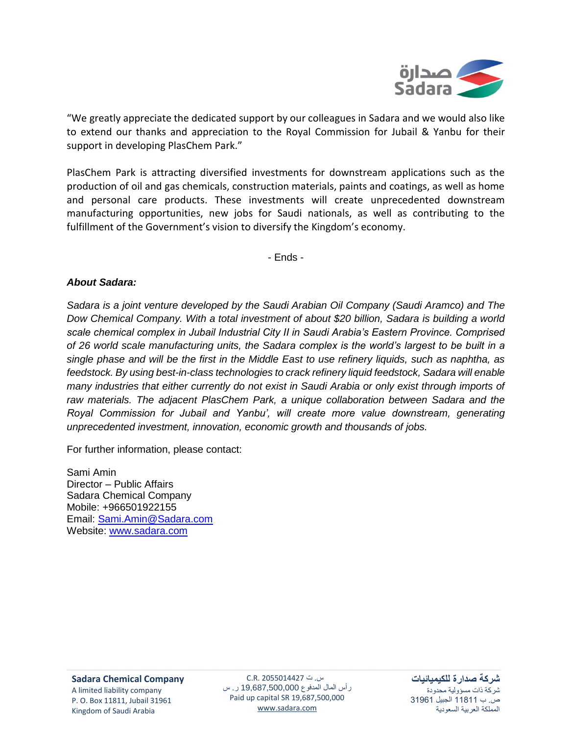"We greatly appreciate the dedicated support by our colleagues in Sadara and we would also like to extend our thanks and appreciation to the Royal Commission for Jubail & Yanbu for their support in developing PlasChem Park."

PlasChem Park is attracting diversified investments for downstream applications such as the production of oil and gas chemicals, construction materials, paints and coatings, as well as home and personal care products. These investments will create unprecedented downstream manufacturing opportunities, new jobs for Saudi nationals, as well as contributing to the fulfillment of the Government's vision to diversify the Kingdom's economy.

- Ends -

***About Sadara:***

*Sadara is a joint venture developed by the Saudi Arabian Oil Company (Saudi Aramco) and The Dow Chemical Company. With a total investment of about $20 billion, Sadara is building a world scale chemical complex in Jubail Industrial City II in Saudi Arabia's Eastern Province. Comprised of 26 world scale manufacturing units, the Sadara complex is the world's largest to be built in a single phase and will be the first in the Middle East to use refinery liquids, such as naphtha, as feedstock. By using best-in-class technologies to crack refinery liquid feedstock, Sadara will enable many industries that either currently do not exist in Saudi Arabia or only exist through imports of raw materials. The adjacent PlasChem Park, a unique collaboration between Sadara and the Royal Commission for Jubail and Yanbu', will create more value downstream, generating unprecedented investment, innovation, economic growth and thousands of jobs.*

For further information, please contact:

Sami Amin
Director – Public Affairs
Sadara Chemical Company
Mobile: +966501922155
Email: Sami.Amin@Sadara.com
Website: www.sadara.com

**Sadara Chemical Company**
A limited liability company
P. O. Box 11811, Jubail 31961
Kingdom of Saudi Arabia

س. ت C.R. 2055014427
رأس المال المدفوع 19,687,500,000 ر. س
Paid up capital SR 19,687,500,000
www.sadara.com

**شركة صدارة للكيميائيات**
شركة ذات مسؤولية محدودة
ص. ب 11811 الجبيل 31961
المملكة العربية السعودية